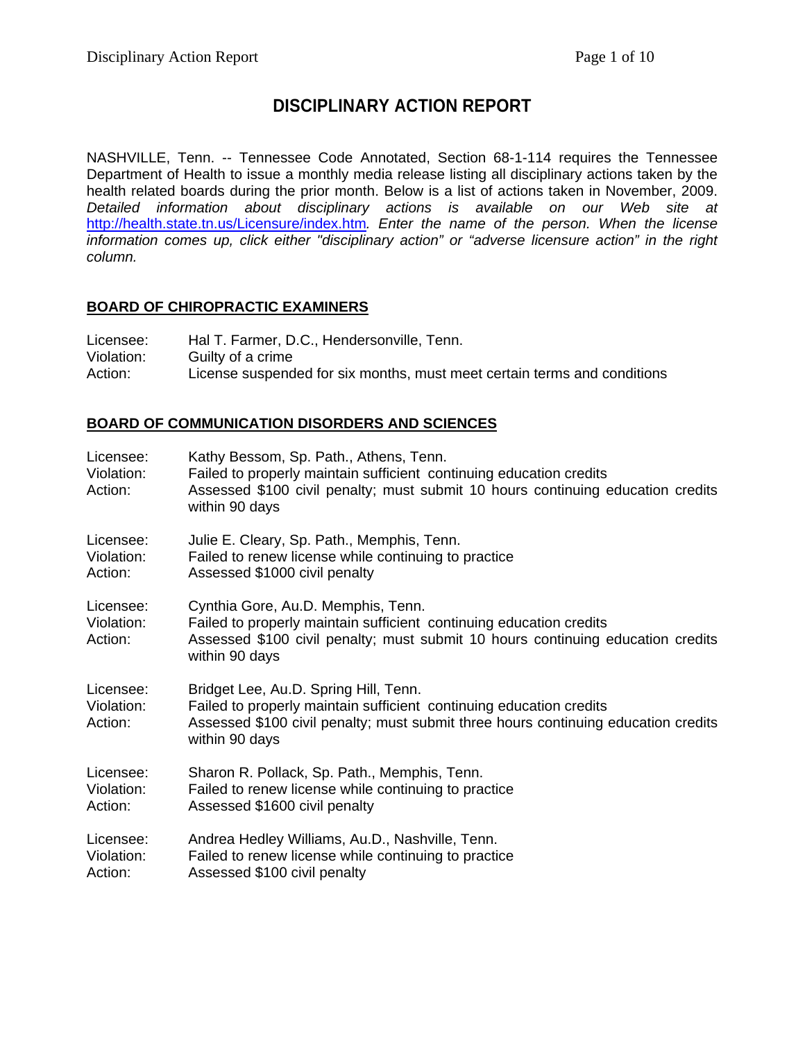# DISCIPLINARY ACTION REPORT

NASHVILLE, Tenn. -- Tennessee Code Annotated, Section 68-1-114 requires the Tennessee Department of Health to issue a monthly media release listing all disciplinary actions taken by the health related boards during the prior month. Below is a list of actions taken in November, 2009. *Detailed information about disciplinary actions is available on our Web site at* http://health.state.tn.us/Licensure/index.htm*. Enter the name of the person. When the license information comes up, click either "disciplinary action" or "adverse licensure action" in the right column.*

## BOARD OF CHIROPRACTIC EXAMINERS

Licensee: Hal T. Farmer, D.C., Hendersonville, Tenn.
Violation: Guilty of a crime
Action: License suspended for six months, must meet certain terms and conditions

## BOARD OF COMMUNICATION DISORDERS AND SCIENCES

Licensee: Kathy Bessom, Sp. Path., Athens, Tenn.
Violation: Failed to properly maintain sufficient continuing education credits
Action: Assessed $100 civil penalty; must submit 10 hours continuing education credits within 90 days

Licensee: Julie E. Cleary, Sp. Path., Memphis, Tenn.
Violation: Failed to renew license while continuing to practice
Action: Assessed $1000 civil penalty

Licensee: Cynthia Gore, Au.D. Memphis, Tenn.
Violation: Failed to properly maintain sufficient continuing education credits
Action: Assessed $100 civil penalty; must submit 10 hours continuing education credits within 90 days

Licensee: Bridget Lee, Au.D. Spring Hill, Tenn.
Violation: Failed to properly maintain sufficient continuing education credits
Action: Assessed $100 civil penalty; must submit three hours continuing education credits within 90 days

Licensee: Sharon R. Pollack, Sp. Path., Memphis, Tenn.
Violation: Failed to renew license while continuing to practice
Action: Assessed $1600 civil penalty

Licensee: Andrea Hedley Williams, Au.D., Nashville, Tenn.
Violation: Failed to renew license while continuing to practice
Action: Assessed $100 civil penalty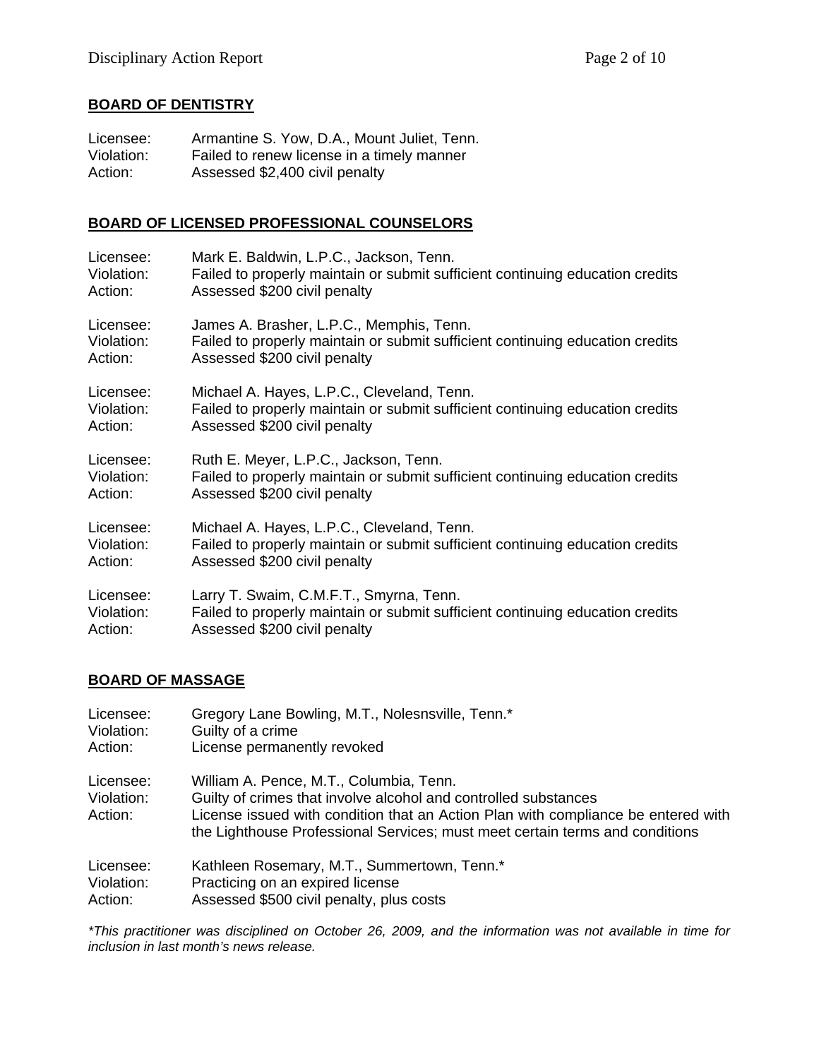## BOARD OF DENTISTRY

Licensee: Armantine S. Yow, D.A., Mount Juliet, Tenn.
Violation: Failed to renew license in a timely manner
Action: Assessed $2,400 civil penalty

## BOARD OF LICENSED PROFESSIONAL COUNSELORS

Licensee: Mark E. Baldwin, L.P.C., Jackson, Tenn.
Violation: Failed to properly maintain or submit sufficient continuing education credits
Action: Assessed $200 civil penalty

Licensee: James A. Brasher, L.P.C., Memphis, Tenn.
Violation: Failed to properly maintain or submit sufficient continuing education credits
Action: Assessed $200 civil penalty

Licensee: Michael A. Hayes, L.P.C., Cleveland, Tenn.
Violation: Failed to properly maintain or submit sufficient continuing education credits
Action: Assessed $200 civil penalty

Licensee: Ruth E. Meyer, L.P.C., Jackson, Tenn.
Violation: Failed to properly maintain or submit sufficient continuing education credits
Action: Assessed $200 civil penalty

Licensee: Michael A. Hayes, L.P.C., Cleveland, Tenn.
Violation: Failed to properly maintain or submit sufficient continuing education credits
Action: Assessed $200 civil penalty

Licensee: Larry T. Swaim, C.M.F.T., Smyrna, Tenn.
Violation: Failed to properly maintain or submit sufficient continuing education credits
Action: Assessed $200 civil penalty

## BOARD OF MASSAGE

Licensee: Gregory Lane Bowling, M.T., Nolesnsville, Tenn.*
Violation: Guilty of a crime
Action: License permanently revoked

Licensee: William A. Pence, M.T., Columbia, Tenn.
Violation: Guilty of crimes that involve alcohol and controlled substances
Action: License issued with condition that an Action Plan with compliance be entered with the Lighthouse Professional Services; must meet certain terms and conditions

Licensee: Kathleen Rosemary, M.T., Summertown, Tenn.*
Violation: Practicing on an expired license
Action: Assessed $500 civil penalty, plus costs

*\*This practitioner was disciplined on October 26, 2009, and the information was not available in time for inclusion in last month's news release.*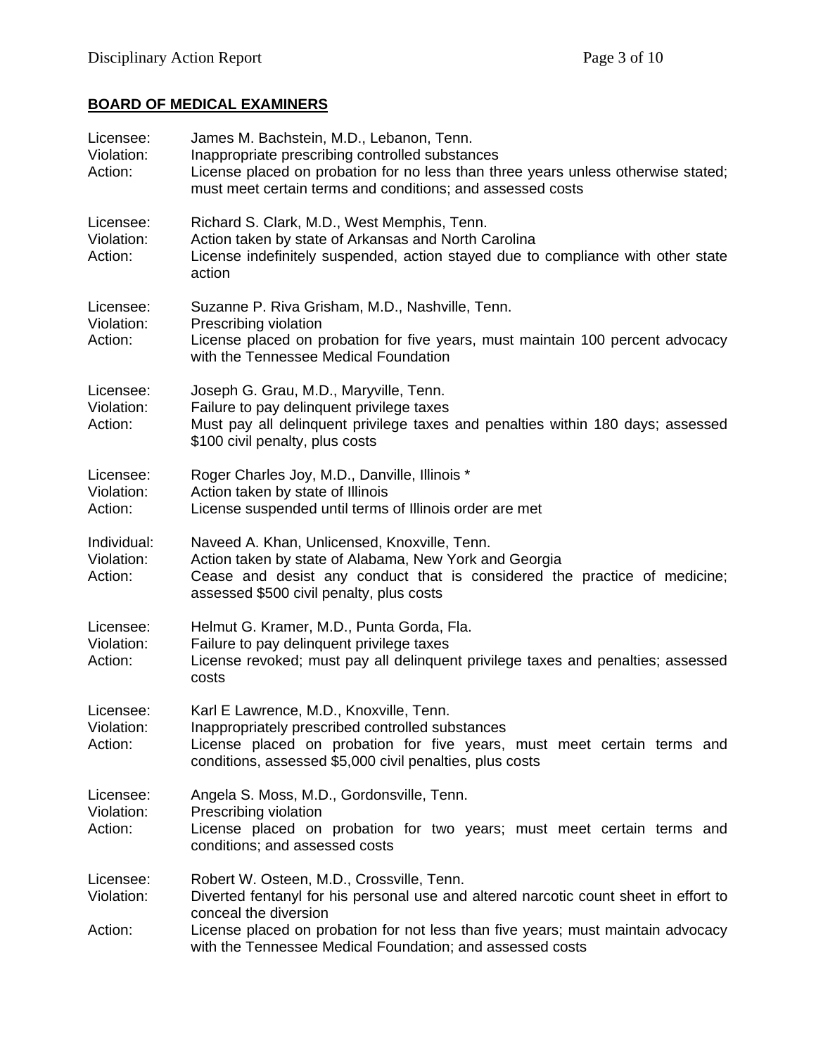## **BOARD OF MEDICAL EXAMINERS**

Licensee: James M. Bachstein, M.D., Lebanon, Tenn.
Violation: Inappropriate prescribing controlled substances
Action: License placed on probation for no less than three years unless otherwise stated; must meet certain terms and conditions; and assessed costs

Licensee: Richard S. Clark, M.D., West Memphis, Tenn.
Violation: Action taken by state of Arkansas and North Carolina
Action: License indefinitely suspended, action stayed due to compliance with other state action

Licensee: Suzanne P. Riva Grisham, M.D., Nashville, Tenn.
Violation: Prescribing violation
Action: License placed on probation for five years, must maintain 100 percent advocacy with the Tennessee Medical Foundation

Licensee: Joseph G. Grau, M.D., Maryville, Tenn.
Violation: Failure to pay delinquent privilege taxes
Action: Must pay all delinquent privilege taxes and penalties within 180 days; assessed $100 civil penalty, plus costs

Licensee: Roger Charles Joy, M.D., Danville, Illinois *
Violation: Action taken by state of Illinois
Action: License suspended until terms of Illinois order are met

Individual: Naveed A. Khan, Unlicensed, Knoxville, Tenn.
Violation: Action taken by state of Alabama, New York and Georgia
Action: Cease and desist any conduct that is considered the practice of medicine; assessed $500 civil penalty, plus costs

Licensee: Helmut G. Kramer, M.D., Punta Gorda, Fla.
Violation: Failure to pay delinquent privilege taxes
Action: License revoked; must pay all delinquent privilege taxes and penalties; assessed costs

Licensee: Karl E Lawrence, M.D., Knoxville, Tenn.
Violation: Inappropriately prescribed controlled substances
Action: License placed on probation for five years, must meet certain terms and conditions, assessed $5,000 civil penalties, plus costs

Licensee: Angela S. Moss, M.D., Gordonsville, Tenn.
Violation: Prescribing violation
Action: License placed on probation for two years; must meet certain terms and conditions; and assessed costs

Licensee: Robert W. Osteen, M.D., Crossville, Tenn.
Violation: Diverted fentanyl for his personal use and altered narcotic count sheet in effort to conceal the diversion
Action: License placed on probation for not less than five years; must maintain advocacy with the Tennessee Medical Foundation; and assessed costs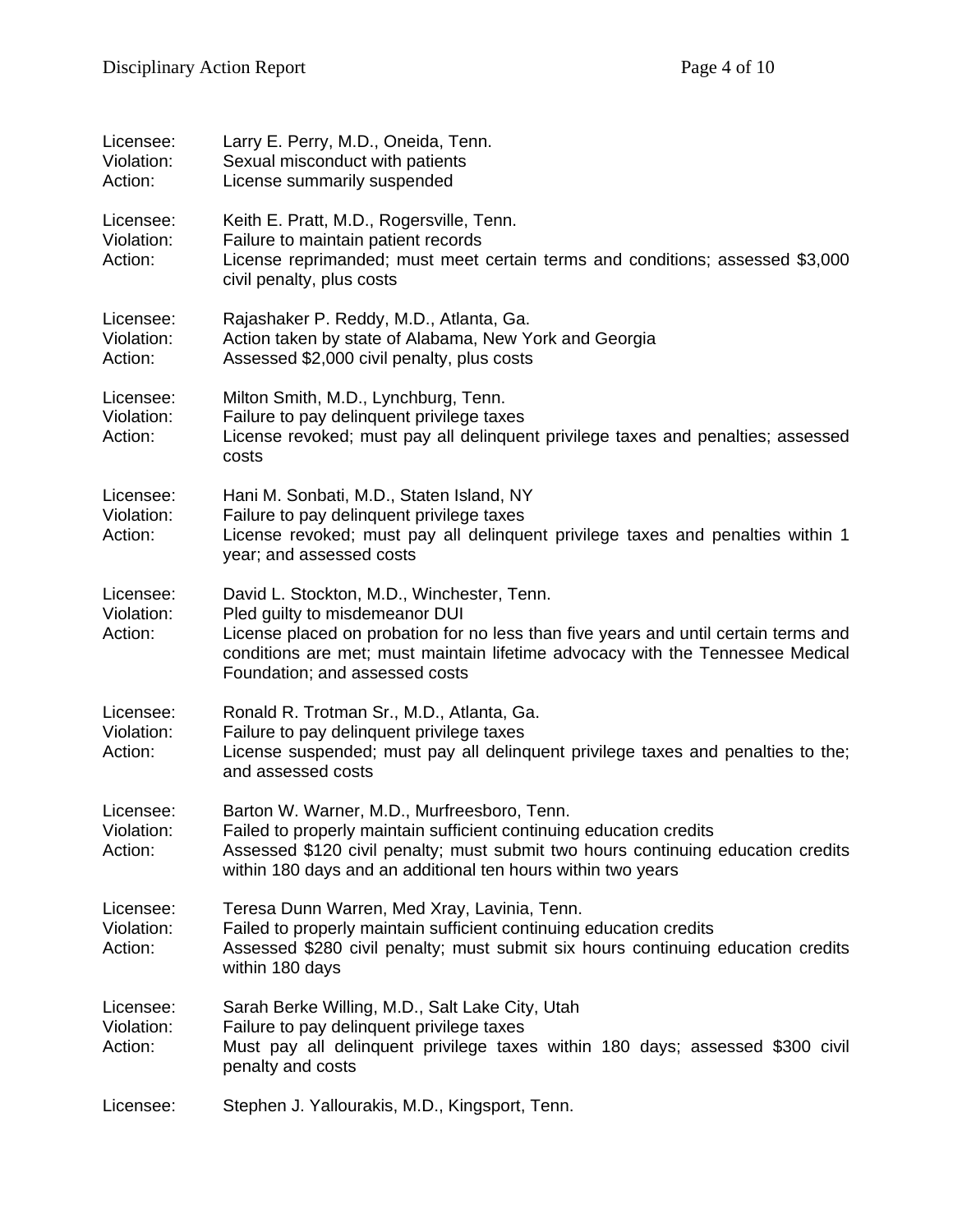Licensee: Larry E. Perry, M.D., Oneida, Tenn.
Violation: Sexual misconduct with patients
Action: License summarily suspended

Licensee: Keith E. Pratt, M.D., Rogersville, Tenn.
Violation: Failure to maintain patient records
Action: License reprimanded; must meet certain terms and conditions; assessed $3,000 civil penalty, plus costs

Licensee: Rajashaker P. Reddy, M.D., Atlanta, Ga.
Violation: Action taken by state of Alabama, New York and Georgia
Action: Assessed $2,000 civil penalty, plus costs

Licensee: Milton Smith, M.D., Lynchburg, Tenn.
Violation: Failure to pay delinquent privilege taxes
Action: License revoked; must pay all delinquent privilege taxes and penalties; assessed costs

Licensee: Hani M. Sonbati, M.D., Staten Island, NY
Violation: Failure to pay delinquent privilege taxes
Action: License revoked; must pay all delinquent privilege taxes and penalties within 1 year; and assessed costs

Licensee: David L. Stockton, M.D., Winchester, Tenn.
Violation: Pled guilty to misdemeanor DUI
Action: License placed on probation for no less than five years and until certain terms and conditions are met; must maintain lifetime advocacy with the Tennessee Medical Foundation; and assessed costs

Licensee: Ronald R. Trotman Sr., M.D., Atlanta, Ga.
Violation: Failure to pay delinquent privilege taxes
Action: License suspended; must pay all delinquent privilege taxes and penalties to the; and assessed costs

Licensee: Barton W. Warner, M.D., Murfreesboro, Tenn.
Violation: Failed to properly maintain sufficient continuing education credits
Action: Assessed $120 civil penalty; must submit two hours continuing education credits within 180 days and an additional ten hours within two years

Licensee: Teresa Dunn Warren, Med Xray, Lavinia, Tenn.
Violation: Failed to properly maintain sufficient continuing education credits
Action: Assessed $280 civil penalty; must submit six hours continuing education credits within 180 days

Licensee: Sarah Berke Willing, M.D., Salt Lake City, Utah
Violation: Failure to pay delinquent privilege taxes
Action: Must pay all delinquent privilege taxes within 180 days; assessed $300 civil penalty and costs

Licensee: Stephen J. Yallourakis, M.D., Kingsport, Tenn.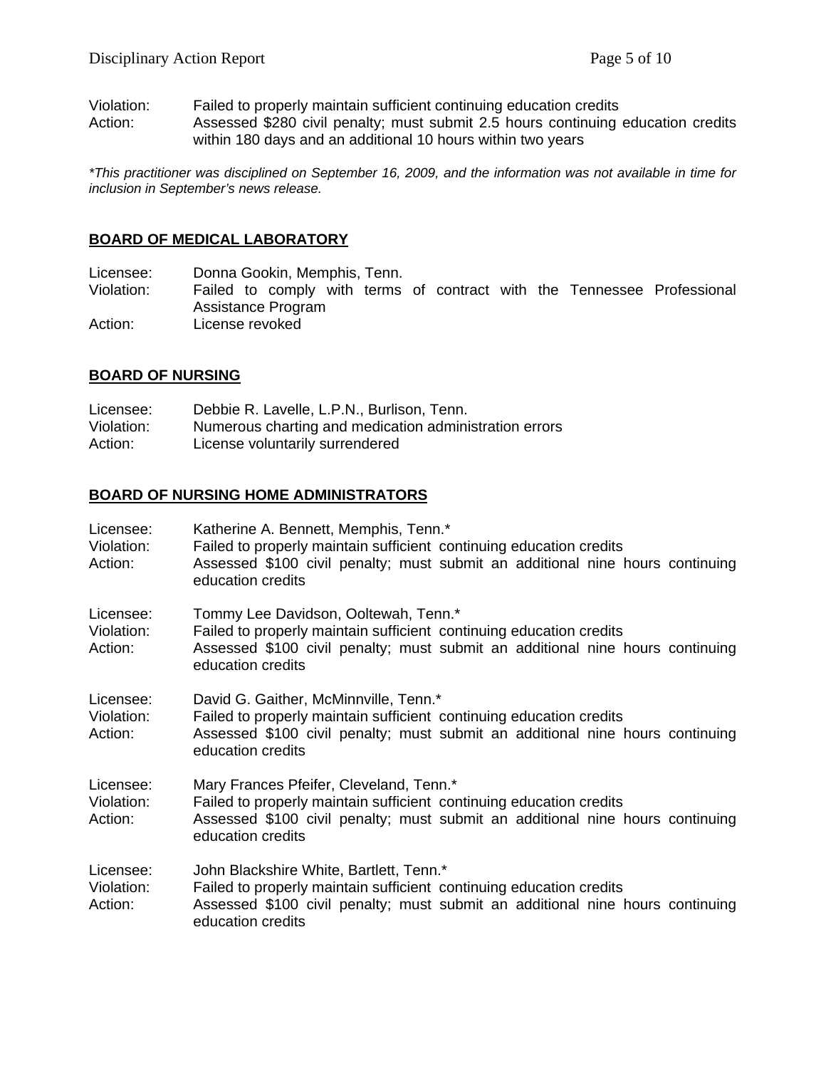Violation: Failed to properly maintain sufficient continuing education credits
Action: Assessed $280 civil penalty; must submit 2.5 hours continuing education credits within 180 days and an additional 10 hours within two years

*\*This practitioner was disciplined on September 16, 2009, and the information was not available in time for inclusion in September's news release.*

## BOARD OF MEDICAL LABORATORY

Licensee: Donna Gookin, Memphis, Tenn.
Violation: Failed to comply with terms of contract with the Tennessee Professional Assistance Program
Action: License revoked

## BOARD OF NURSING

Licensee: Debbie R. Lavelle, L.P.N., Burlison, Tenn.
Violation: Numerous charting and medication administration errors
Action: License voluntarily surrendered

## BOARD OF NURSING HOME ADMINISTRATORS

Licensee: Katherine A. Bennett, Memphis, Tenn.*
Violation: Failed to properly maintain sufficient continuing education credits
Action: Assessed $100 civil penalty; must submit an additional nine hours continuing education credits

Licensee: Tommy Lee Davidson, Ooltewah, Tenn.*
Violation: Failed to properly maintain sufficient continuing education credits
Action: Assessed $100 civil penalty; must submit an additional nine hours continuing education credits

Licensee: David G. Gaither, McMinnville, Tenn.*
Violation: Failed to properly maintain sufficient continuing education credits
Action: Assessed $100 civil penalty; must submit an additional nine hours continuing education credits

Licensee: Mary Frances Pfeifer, Cleveland, Tenn.*
Violation: Failed to properly maintain sufficient continuing education credits
Action: Assessed $100 civil penalty; must submit an additional nine hours continuing education credits

Licensee: John Blackshire White, Bartlett, Tenn.*
Violation: Failed to properly maintain sufficient continuing education credits
Action: Assessed $100 civil penalty; must submit an additional nine hours continuing education credits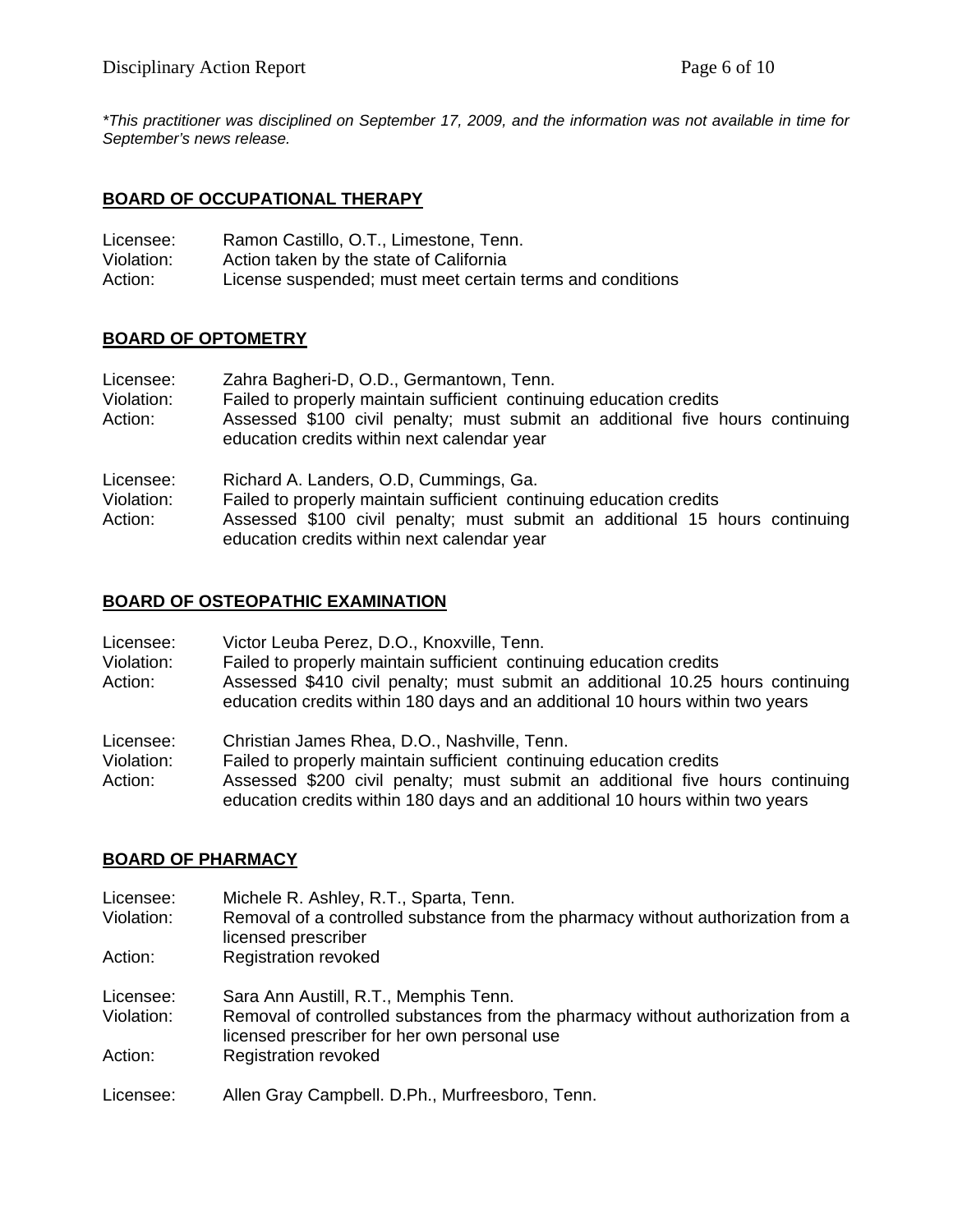*\*This practitioner was disciplined on September 17, 2009, and the information was not available in time for September's news release.*

## BOARD OF OCCUPATIONAL THERAPY

Licensee: Ramon Castillo, O.T., Limestone, Tenn.
Violation: Action taken by the state of California
Action: License suspended; must meet certain terms and conditions

## BOARD OF OPTOMETRY

Licensee: Zahra Bagheri-D, O.D., Germantown, Tenn.
Violation: Failed to properly maintain sufficient continuing education credits
Action: Assessed $100 civil penalty; must submit an additional five hours continuing education credits within next calendar year

Licensee: Richard A. Landers, O.D, Cummings, Ga.
Violation: Failed to properly maintain sufficient continuing education credits
Action: Assessed $100 civil penalty; must submit an additional 15 hours continuing education credits within next calendar year

## BOARD OF OSTEOPATHIC EXAMINATION

Licensee: Victor Leuba Perez, D.O., Knoxville, Tenn.
Violation: Failed to properly maintain sufficient continuing education credits
Action: Assessed $410 civil penalty; must submit an additional 10.25 hours continuing education credits within 180 days and an additional 10 hours within two years

Licensee: Christian James Rhea, D.O., Nashville, Tenn.
Violation: Failed to properly maintain sufficient continuing education credits
Action: Assessed $200 civil penalty; must submit an additional five hours continuing education credits within 180 days and an additional 10 hours within two years

## BOARD OF PHARMACY

Licensee: Michele R. Ashley, R.T., Sparta, Tenn.
Violation: Removal of a controlled substance from the pharmacy without authorization from a licensed prescriber
Action: Registration revoked

Licensee: Sara Ann Austill, R.T., Memphis Tenn.
Violation: Removal of controlled substances from the pharmacy without authorization from a licensed prescriber for her own personal use
Action: Registration revoked

Licensee: Allen Gray Campbell. D.Ph., Murfreesboro, Tenn.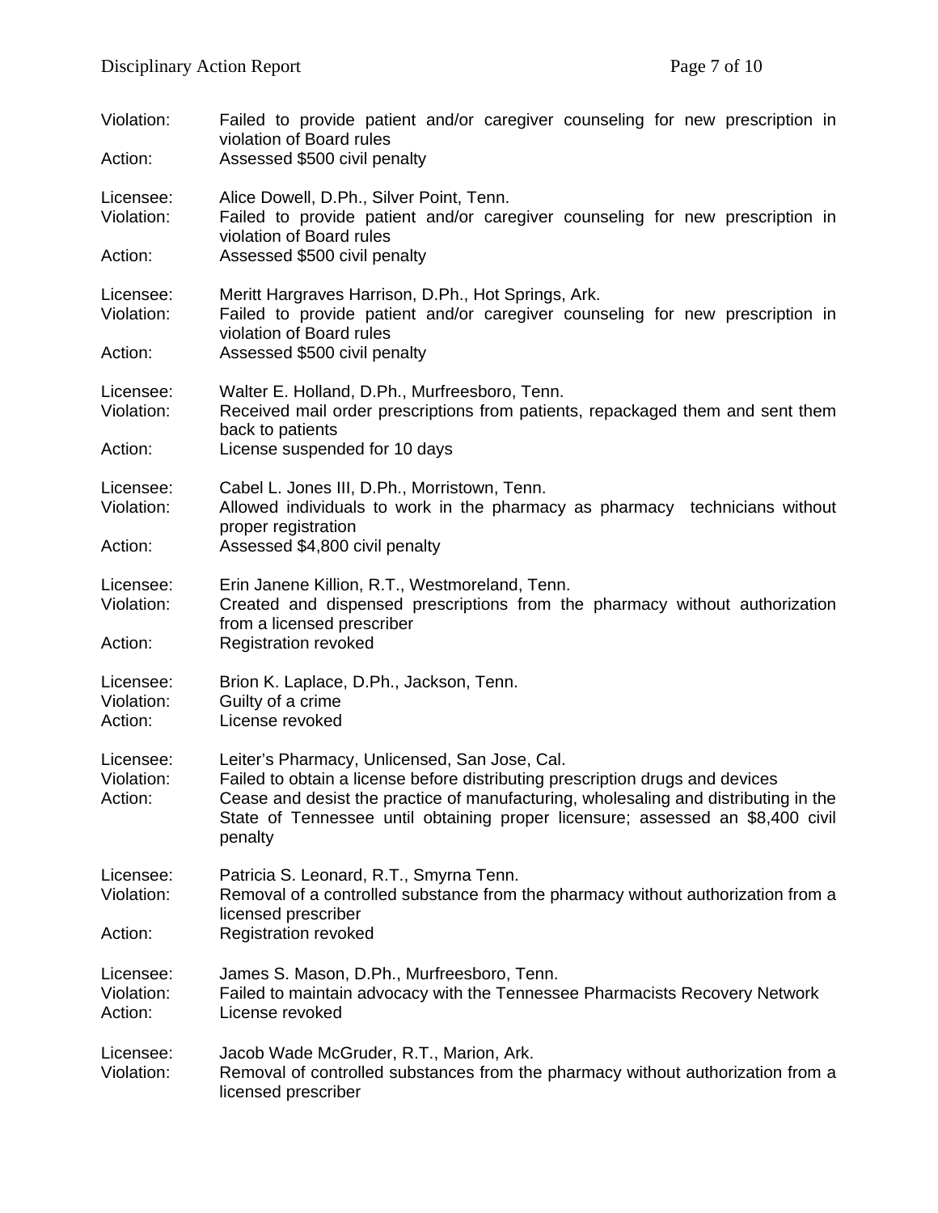Violation: Failed to provide patient and/or caregiver counseling for new prescription in violation of Board rules
Action: Assessed $500 civil penalty

Licensee: Alice Dowell, D.Ph., Silver Point, Tenn.
Violation: Failed to provide patient and/or caregiver counseling for new prescription in violation of Board rules
Action: Assessed $500 civil penalty

Licensee: Meritt Hargraves Harrison, D.Ph., Hot Springs, Ark.
Violation: Failed to provide patient and/or caregiver counseling for new prescription in violation of Board rules
Action: Assessed $500 civil penalty

Licensee: Walter E. Holland, D.Ph., Murfreesboro, Tenn.
Violation: Received mail order prescriptions from patients, repackaged them and sent them back to patients
Action: License suspended for 10 days

Licensee: Cabel L. Jones III, D.Ph., Morristown, Tenn.
Violation: Allowed individuals to work in the pharmacy as pharmacy technicians without proper registration
Action: Assessed $4,800 civil penalty

Licensee: Erin Janene Killion, R.T., Westmoreland, Tenn.
Violation: Created and dispensed prescriptions from the pharmacy without authorization from a licensed prescriber
Action: Registration revoked

Licensee: Brion K. Laplace, D.Ph., Jackson, Tenn.
Violation: Guilty of a crime
Action: License revoked

Licensee: Leiter's Pharmacy, Unlicensed, San Jose, Cal.
Violation: Failed to obtain a license before distributing prescription drugs and devices
Action: Cease and desist the practice of manufacturing, wholesaling and distributing in the State of Tennessee until obtaining proper licensure; assessed an $8,400 civil penalty

Licensee: Patricia S. Leonard, R.T., Smyrna Tenn.
Violation: Removal of a controlled substance from the pharmacy without authorization from a licensed prescriber
Action: Registration revoked

Licensee: James S. Mason, D.Ph., Murfreesboro, Tenn.
Violation: Failed to maintain advocacy with the Tennessee Pharmacists Recovery Network
Action: License revoked

Licensee: Jacob Wade McGruder, R.T., Marion, Ark.
Violation: Removal of controlled substances from the pharmacy without authorization from a licensed prescriber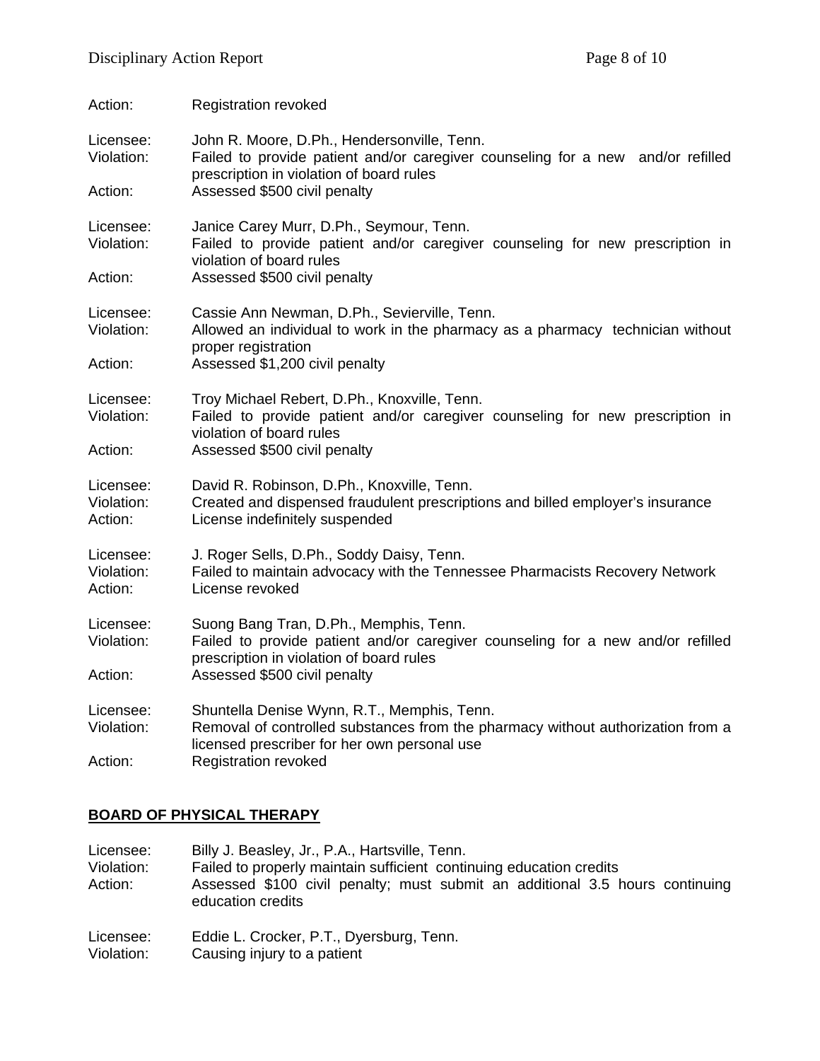Action: Registration revoked

Licensee: John R. Moore, D.Ph., Hendersonville, Tenn.
Violation: Failed to provide patient and/or caregiver counseling for a new and/or refilled prescription in violation of board rules
Action: Assessed $500 civil penalty

Licensee: Janice Carey Murr, D.Ph., Seymour, Tenn.
Violation: Failed to provide patient and/or caregiver counseling for new prescription in violation of board rules
Action: Assessed $500 civil penalty

Licensee: Cassie Ann Newman, D.Ph., Sevierville, Tenn.
Violation: Allowed an individual to work in the pharmacy as a pharmacy technician without proper registration
Action: Assessed $1,200 civil penalty

Licensee: Troy Michael Robert, D.Ph., Knoxville, Tenn.
Violation: Failed to provide patient and/or caregiver counseling for new prescription in violation of board rules
Action: Assessed $500 civil penalty

Licensee: David R. Robinson, D.Ph., Knoxville, Tenn.
Violation: Created and dispensed fraudulent prescriptions and billed employer's insurance
Action: License indefinitely suspended

Licensee: J. Roger Sells, D.Ph., Soddy Daisy, Tenn.
Violation: Failed to maintain advocacy with the Tennessee Pharmacists Recovery Network
Action: License revoked

Licensee: Suong Bang Tran, D.Ph., Memphis, Tenn.
Violation: Failed to provide patient and/or caregiver counseling for a new and/or refilled prescription in violation of board rules
Action: Assessed $500 civil penalty

Licensee: Shuntella Denise Wynn, R.T., Memphis, Tenn.
Violation: Removal of controlled substances from the pharmacy without authorization from a licensed prescriber for her own personal use
Action: Registration revoked

## BOARD OF PHYSICAL THERAPY

Licensee: Billy J. Beasley, Jr., P.A., Hartsville, Tenn.
Violation: Failed to properly maintain sufficient continuing education credits
Action: Assessed $100 civil penalty; must submit an additional 3.5 hours continuing education credits

Licensee: Eddie L. Crocker, P.T., Dyersburg, Tenn.
Violation: Causing injury to a patient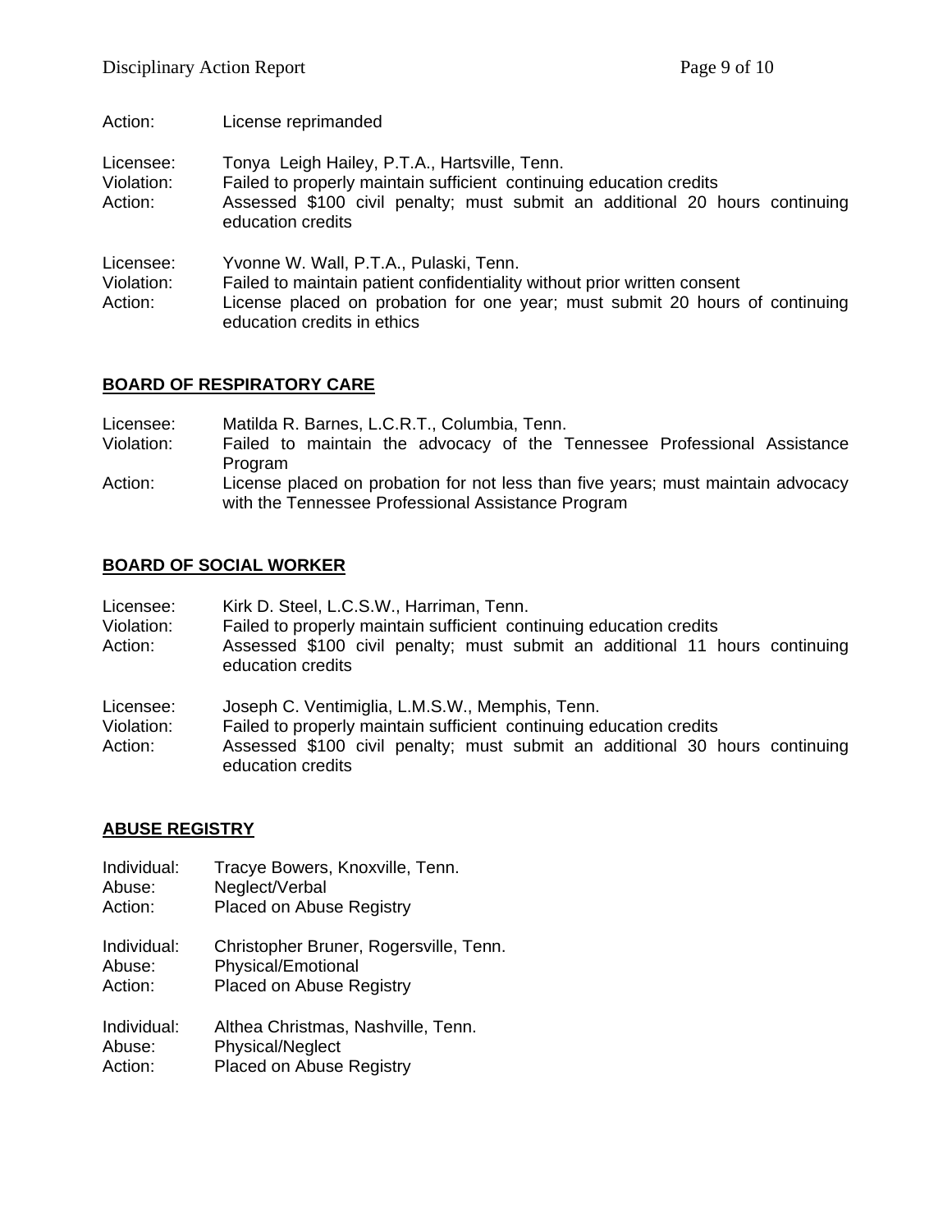Action: License reprimanded

Licensee: Tonya Leigh Hailey, P.T.A., Hartsville, Tenn.
Violation: Failed to properly maintain sufficient continuing education credits
Action: Assessed $100 civil penalty; must submit an additional 20 hours continuing education credits

Licensee: Yvonne W. Wall, P.T.A., Pulaski, Tenn.
Violation: Failed to maintain patient confidentiality without prior written consent
Action: License placed on probation for one year; must submit 20 hours of continuing education credits in ethics

## BOARD OF RESPIRATORY CARE

Licensee: Matilda R. Barnes, L.C.R.T., Columbia, Tenn.
Violation: Failed to maintain the advocacy of the Tennessee Professional Assistance Program
Action: License placed on probation for not less than five years; must maintain advocacy with the Tennessee Professional Assistance Program

## BOARD OF SOCIAL WORKER

Licensee: Kirk D. Steel, L.C.S.W., Harriman, Tenn.
Violation: Failed to properly maintain sufficient continuing education credits
Action: Assessed $100 civil penalty; must submit an additional 11 hours continuing education credits

Licensee: Joseph C. Ventimiglia, L.M.S.W., Memphis, Tenn.
Violation: Failed to properly maintain sufficient continuing education credits
Action: Assessed $100 civil penalty; must submit an additional 30 hours continuing education credits

## ABUSE REGISTRY

Individual: Tracye Bowers, Knoxville, Tenn.
Abuse: Neglect/Verbal
Action: Placed on Abuse Registry

Individual: Christopher Bruner, Rogersville, Tenn.
Abuse: Physical/Emotional
Action: Placed on Abuse Registry

Individual: Althea Christmas, Nashville, Tenn.
Abuse: Physical/Neglect
Action: Placed on Abuse Registry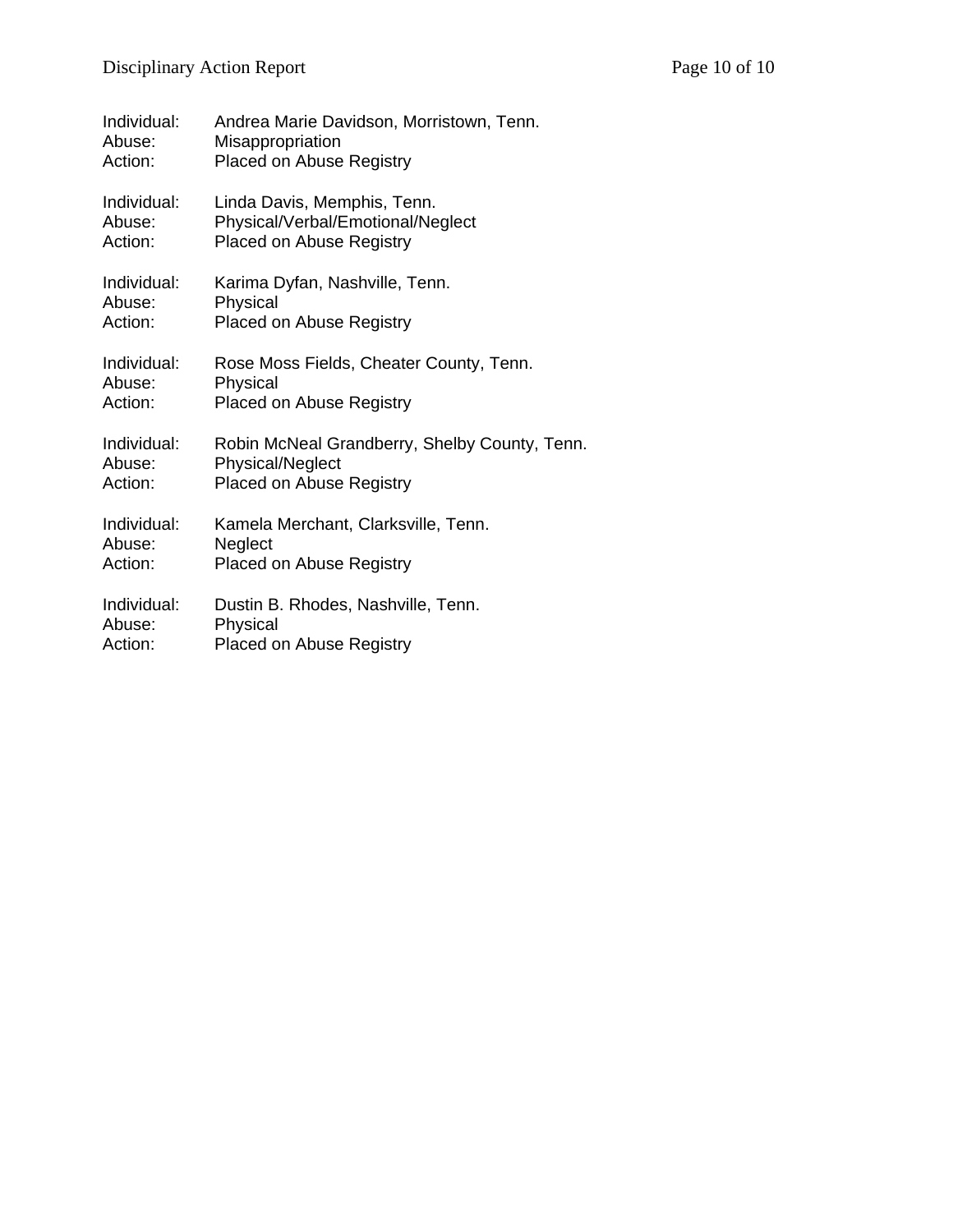Individual: Andrea Marie Davidson, Morristown, Tenn.
Abuse: Misappropriation
Action: Placed on Abuse Registry

Individual: Linda Davis, Memphis, Tenn.
Abuse: Physical/Verbal/Emotional/Neglect
Action: Placed on Abuse Registry

Individual: Karima Dyfan, Nashville, Tenn.
Abuse: Physical
Action: Placed on Abuse Registry

Individual: Rose Moss Fields, Cheater County, Tenn.
Abuse: Physical
Action: Placed on Abuse Registry

Individual: Robin McNeal Grandberry, Shelby County, Tenn.
Abuse: Physical/Neglect
Action: Placed on Abuse Registry

Individual: Kamela Merchant, Clarksville, Tenn.
Abuse: Neglect
Action: Placed on Abuse Registry

Individual: Dustin B. Rhodes, Nashville, Tenn.
Abuse: Physical
Action: Placed on Abuse Registry